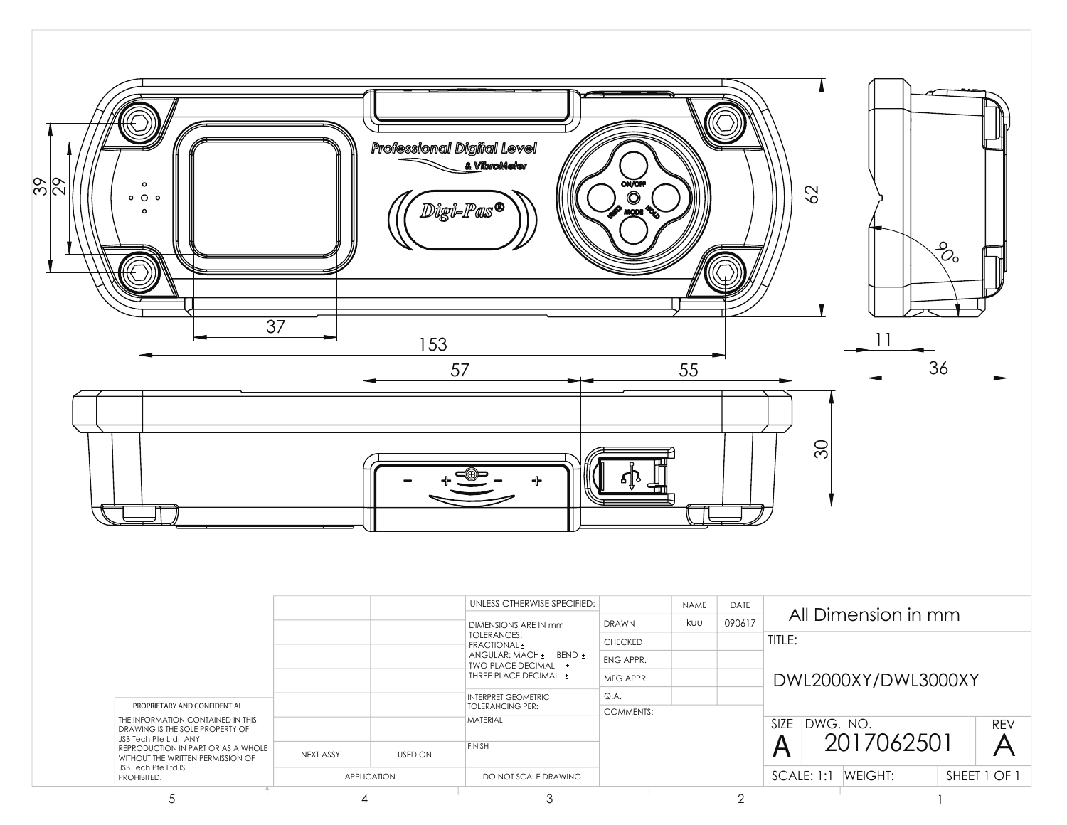Professional Digital Level

& VibroMeter

Digi-Pas®

ON/OFF

UNITS MODE HOLD

39

29

37

153

62

90°

11

36

57

55

30

| | | UNLESS OTHERWISE SPECIFIED: | | NAME | DATE |
|---|---|---|---|---|---|
| | | DIMENSIONS ARE IN mm<br>TOLERANCES:<br>FRACTIONAL ±<br>ANGULAR: MACH ± BEND ±<br>TWO PLACE DECIMAL ±<br>THREE PLACE DECIMAL ± | DRAWN | kuu | 090617 |
| | | | CHECKED | | |
| | | | ENG APPR. | | |
| | | | MFG APPR. | | |
| | | INTERPRET GEOMETRIC TOLERANCING PER: | Q.A. | | |
| | | MATERIAL | COMMENTS: | | |
| NEXT ASSY | USED ON | FINISH | | | |
| APPLICATION | | DO NOT SCALE DRAWING | | | |

All Dimension in mm

TITLE:

DWL2000XY/DWL3000XY

| SIZE | DWG. NO. | REV |
|---|---|---|
| A | 2017062501 | A |

SCALE: 1:1 WEIGHT: SHEET 1 OF 1

PROPRIETARY AND CONFIDENTIAL

THE INFORMATION CONTAINED IN THIS DRAWING IS THE SOLE PROPERTY OF JSB Tech Pte Ltd. ANY REPRODUCTION IN PART OR AS A WHOLE WITHOUT THE WRITTEN PERMISSION OF JSB Tech Pte Ltd IS PROHIBITED.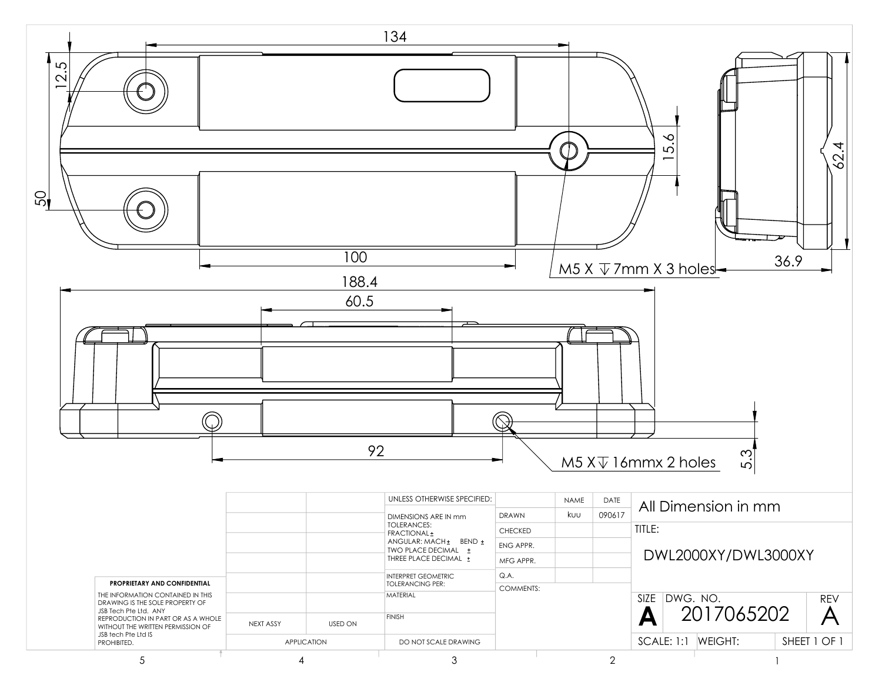134

12.5

50

15.6

62.4

100

M5 X ↧7mm X 3 holes

36.9

188.4

60.5

92

M5 X↧ 16mmx 2 holes

5.3

**PROPRIETARY AND CONFIDENTIAL**

THE INFORMATION CONTAINED IN THIS DRAWING IS THE SOLE PROPERTY OF JSB Tech Pte Ltd. ANY REPRODUCTION IN PART OR AS A WHOLE WITHOUT THE WRITTEN PERMISSION OF JSB tech Pte Ltd IS PROHIBITED.

| | | | | | |
|---|---|---|---|---|---|
| | | UNLESS OTHERWISE SPECIFIED: | | NAME | DATE |
| | | DIMENSIONS ARE IN mm<br>TOLERANCES:<br>FRACTIONAL ±<br>ANGULAR: MACH ± BEND ±<br>TWO PLACE DECIMAL ±<br>THREE PLACE DECIMAL ± | DRAWN | kuu | 090617 |
| | | | CHECKED | | |
| | | | ENG APPR. | | |
| | | | MFG APPR. | | |
| | | INTERPRET GEOMETRIC TOLERANCING PER: | Q.A. | | |
| | | MATERIAL | COMMENTS: | | |
| NEXT ASSY | USED ON | FINISH | | | |
| APPLICATION | | DO NOT SCALE DRAWING | | | |

All Dimension in mm

TITLE:

DWL2000XY/DWL3000XY

| SIZE | DWG. NO. | REV |
|---|---|---|
| A | 2017065202 | A |
| SCALE: 1:1 | WEIGHT: | SHEET 1 OF 1 |